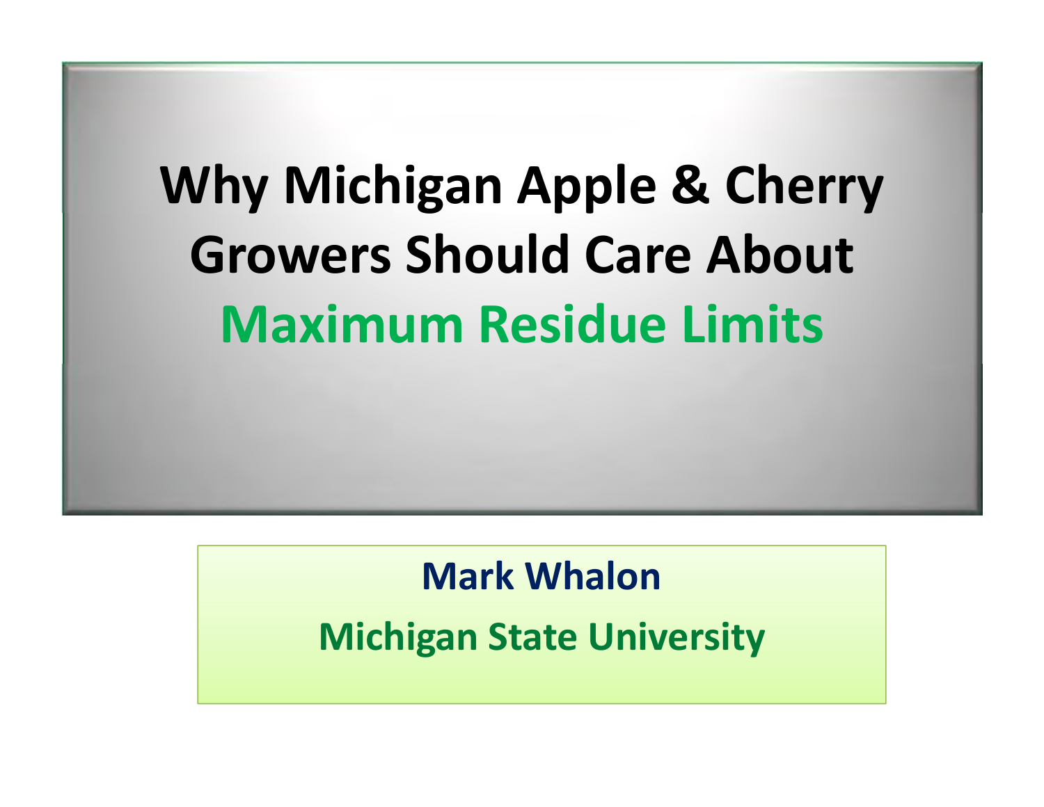# Why Michigan Apple & Cherry Growers Should Care About Maximum Residue Limits

**Mark Whalon**

**Michigan State University**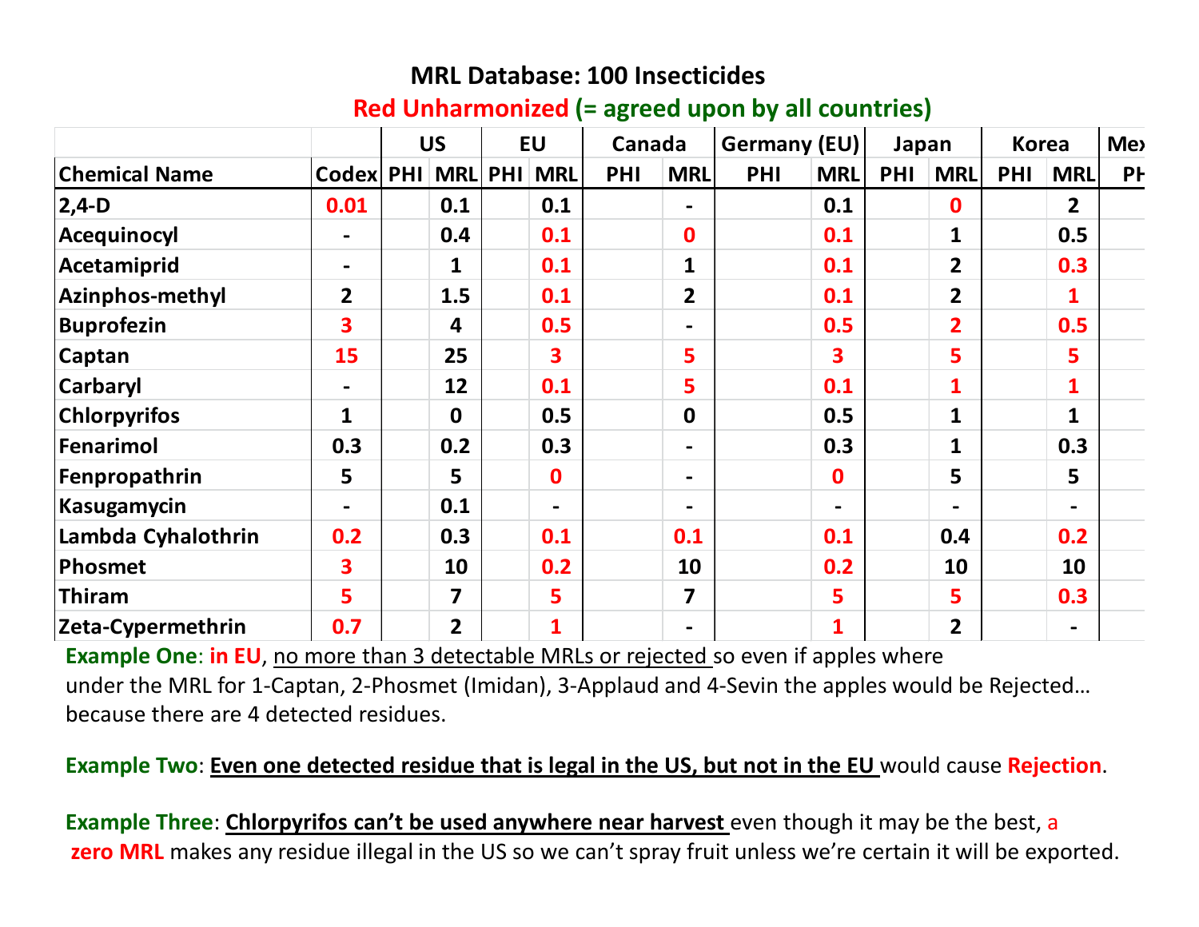# MRL Database: 100 Insecticides

**Red Unharmonized (= agreed upon by all countries)**

| | | US | | EU | | Canada | | Germany (EU) | | Japan | | Korea | | Mex |
|---|---|---|---|---|---|---|---|---|---|---|---|---|---|---|
| **Chemical Name** | **Codex** | **PHI** | **MRL** | **PHI** | **MRL** | **PHI** | **MRL** | **PHI** | **MRL** | **PHI** | **MRL** | **PHI** | **MRL** | **PH** |
| 2,4-D | 0.01 | | 0.1 | | 0.1 | | - | | 0.1 | | 0 | | 2 | |
| Acequinocyl | - | | 0.4 | | 0.1 | | 0 | | 0.1 | | 1 | | 0.5 | |
| Acetamiprid | - | | 1 | | 0.1 | | 1 | | 0.1 | | 2 | | 0.3 | |
| Azinphos-methyl | 2 | | 1.5 | | 0.1 | | 2 | | 0.1 | | 2 | | 1 | |
| Buprofezin | 3 | | 4 | | 0.5 | | - | | 0.5 | | 2 | | 0.5 | |
| Captan | 15 | | 25 | | 3 | | 5 | | 3 | | 5 | | 5 | |
| Carbaryl | - | | 12 | | 0.1 | | 5 | | 0.1 | | 1 | | 1 | |
| Chlorpyrifos | 1 | | 0 | | 0.5 | | 0 | | 0.5 | | 1 | | 1 | |
| Fenarimol | 0.3 | | 0.2 | | 0.3 | | - | | 0.3 | | 1 | | 0.3 | |
| Fenpropathrin | 5 | | 5 | | 0 | | - | | 0 | | 5 | | 5 | |
| Kasugamycin | - | | 0.1 | | - | | - | | - | | - | | - | |
| Lambda Cyhalothrin | 0.2 | | 0.3 | | 0.1 | | 0.1 | | 0.1 | | 0.4 | | 0.2 | |
| Phosmet | 3 | | 10 | | 0.2 | | 10 | | 0.2 | | 10 | | 10 | |
| Thiram | 5 | | 7 | | 5 | | 7 | | 5 | | 5 | | 0.3 | |
| Zeta-Cypermethrin | 0.7 | | 2 | | 1 | | - | | 1 | | 2 | | - | |

**Example One**: **in EU**, no more than 3 detectable MRLs or rejected so even if apples where under the MRL for 1-Captan, 2-Phosmet (Imidan), 3-Applaud and 4-Sevin the apples would be Rejected… because there are 4 detected residues.

**Example Two**: **Even one detected residue that is legal in the US, but not in the EU** would cause **Rejection**.

**Example Three**: **Chlorpyrifos can't be used anywhere near harvest** even though it may be the best, a **zero MRL** makes any residue illegal in the US so we can't spray fruit unless we're certain it will be exported.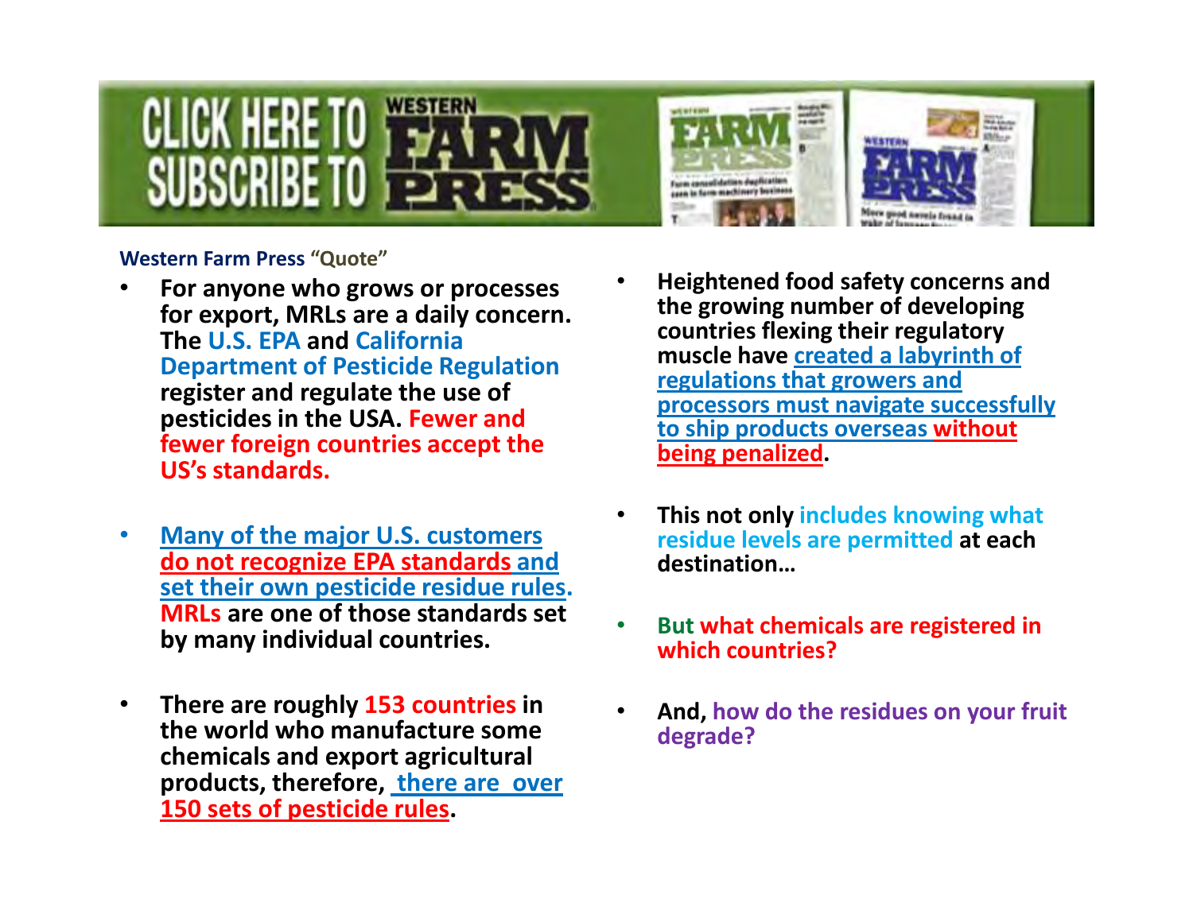CLICK HERE TO SUBSCRIBE TO WESTERN FARM PRESS

Western Farm Press "Quote"

- **For anyone who grows or processes for export, MRLs are a daily concern. The U.S. EPA and California Department of Pesticide Regulation register and regulate the use of pesticides in the USA. Fewer and fewer foreign countries accept the US's standards.**
- **Many of the major U.S. customers do not recognize EPA standards and set their own pesticide residue rules. MRLs are one of those standards set by many individual countries.**
- **There are roughly 153 countries in the world who manufacture some chemicals and export agricultural products, therefore, there are over 150 sets of pesticide rules.**
- **Heightened food safety concerns and the growing number of developing countries flexing their regulatory muscle have created a labyrinth of regulations that growers and processors must navigate successfully to ship products overseas without being penalized.**
- **This not only includes knowing what residue levels are permitted at each destination…**
- **But what chemicals are registered in which countries?**
- **And, how do the residues on your fruit degrade?**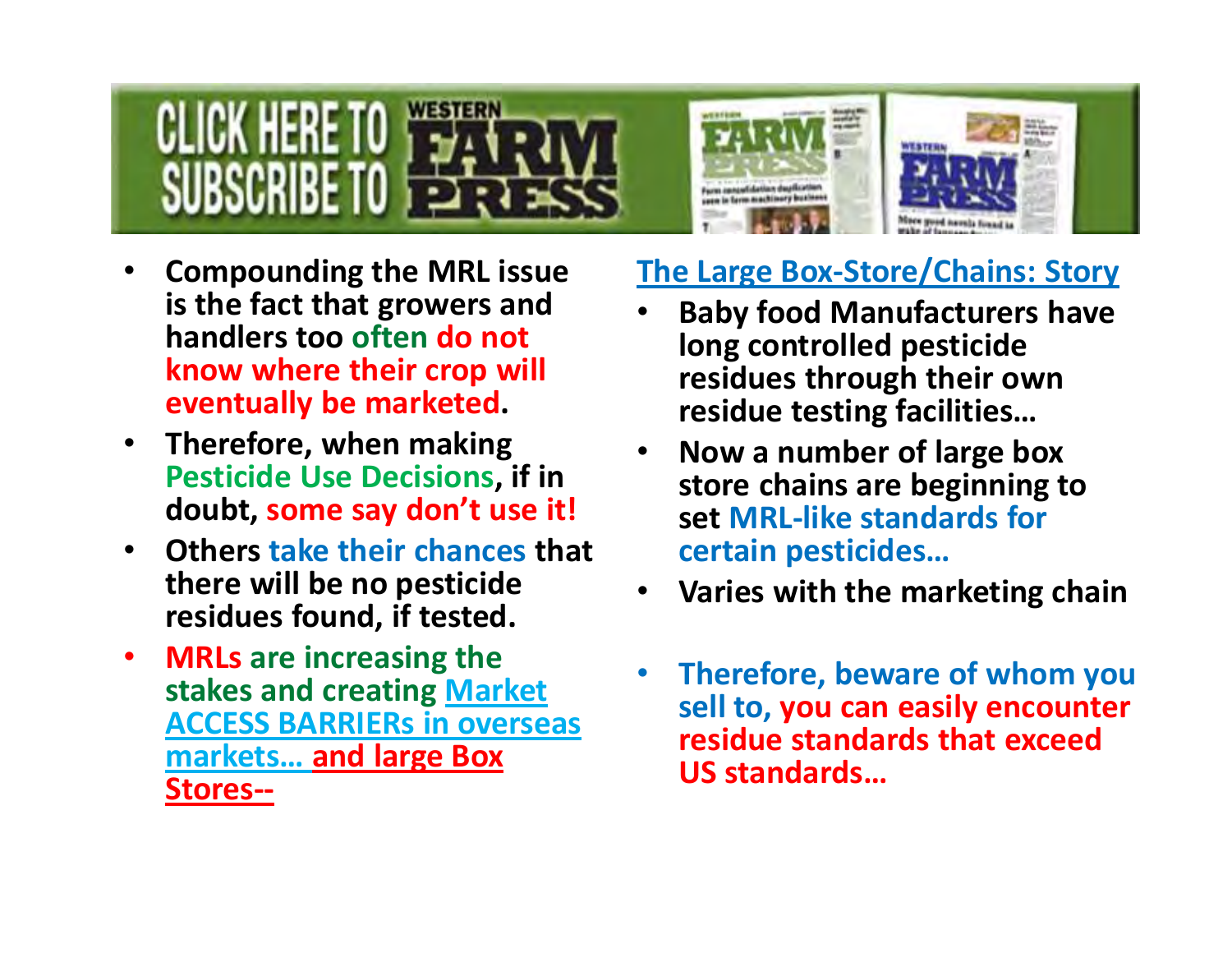CLICK HERE TO SUBSCRIBE TO WESTERN FARM PRESS

- **Compounding the MRL issue is the fact that growers and handlers too often do not know where their crop will eventually be marketed.**
- **Therefore, when making Pesticide Use Decisions, if in doubt, some say don't use it!**
- **Others take their chances that there will be no pesticide residues found, if tested.**
- **MRLs are increasing the stakes and creating Market ACCESS BARRIERs in overseas markets… and large Box Stores--**

**The Large Box-Store/Chains: Story**

- **Baby food Manufacturers have long controlled pesticide residues through their own residue testing facilities…**
- **Now a number of large box store chains are beginning to set MRL-like standards for certain pesticides…**
- **Varies with the marketing chain**
- **Therefore, beware of whom you sell to, you can easily encounter residue standards that exceed US standards…**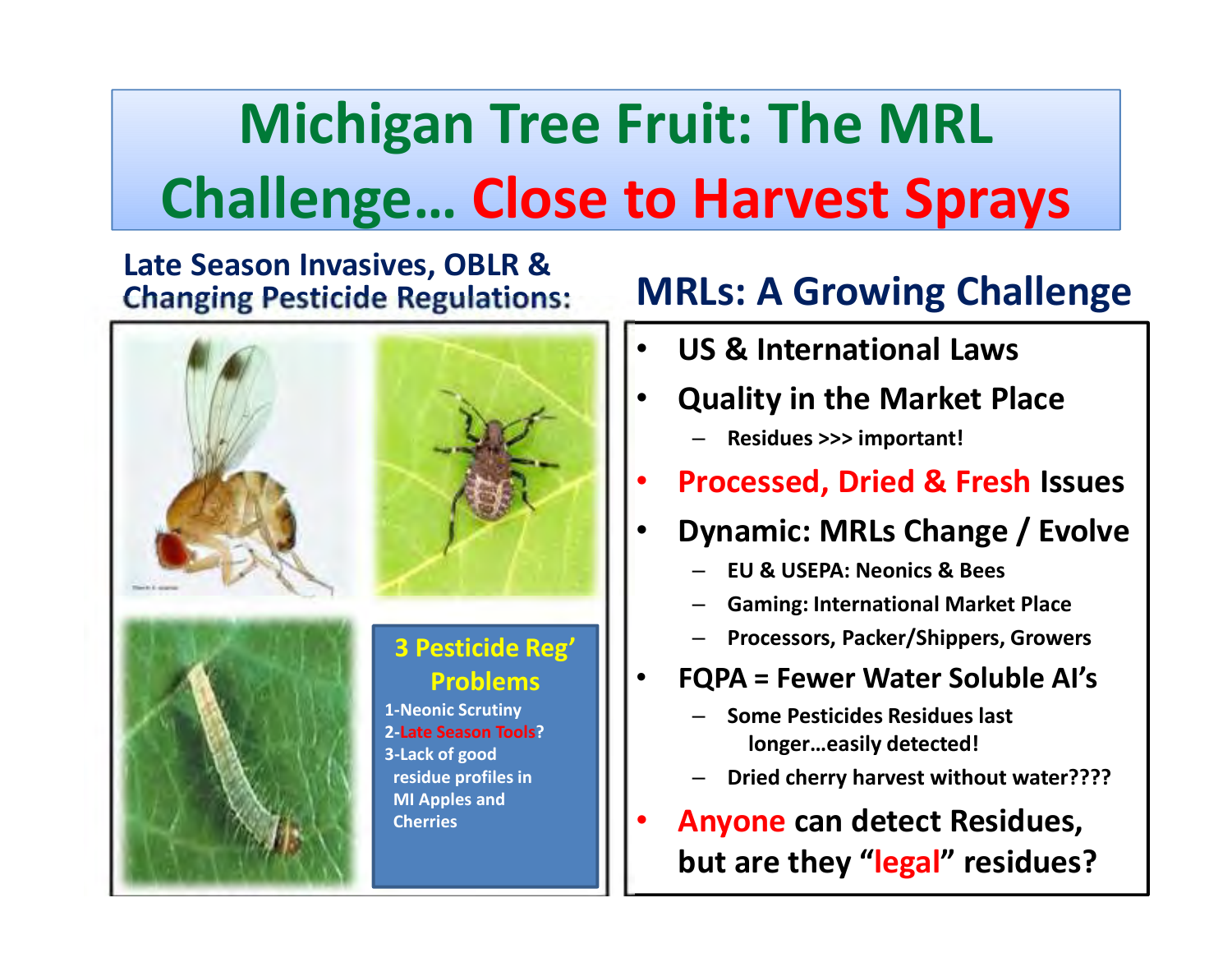# Michigan Tree Fruit: The MRL Challenge… Close to Harvest Sprays

## Late Season Invasives, OBLR & Changing Pesticide Regulations:

**3 Pesticide Reg' Problems**

1-Neonic Scrutiny
2-Late Season Tools?
3-Lack of good residue profiles in MI Apples and Cherries

## MRLs: A Growing Challenge

- **US & International Laws**
- **Quality in the Market Place**
  - Residues >>> important!
- **Processed, Dried & Fresh Issues**
- **Dynamic: MRLs Change / Evolve**
  - EU & USEPA: Neonics & Bees
  - Gaming: International Market Place
  - Processors, Packer/Shippers, Growers
- **FQPA = Fewer Water Soluble AI's**
  - Some Pesticides Residues last longer…easily detected!
  - Dried cherry harvest without water????
- **Anyone can detect Residues, but are they "legal" residues?**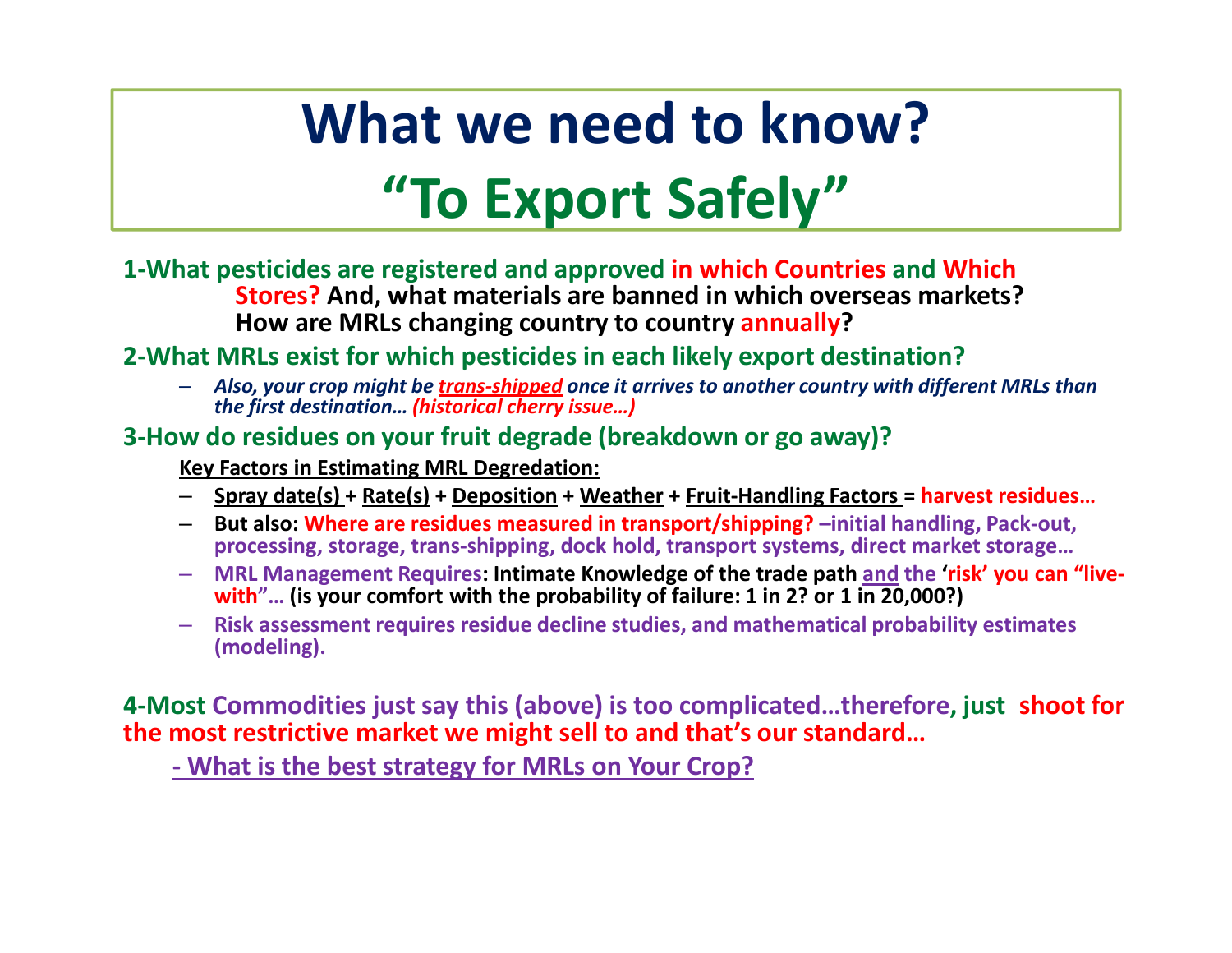# What we need to know?

# “To Export Safely”

**1-What pesticides are registered and approved in which Countries and Which Stores? And, what materials are banned in which overseas markets? How are MRLs changing country to country annually?**

**2-What MRLs exist for which pesticides in each likely export destination?**

- ***Also, your crop might be trans-shipped once it arrives to another country with different MRLs than the first destination… (historical cherry issue…)***

**3-How do residues on your fruit degrade (breakdown or go away)?**

**Key Factors in Estimating MRL Degredation:**

- **Spray date(s) + Rate(s) + Deposition + Weather + Fruit-Handling Factors = harvest residues…**
- **But also: Where are residues measured in transport/shipping? –initial handling, Pack-out, processing, storage, trans-shipping, dock hold, transport systems, direct market storage…**
- **MRL Management Requires: Intimate Knowledge of the trade path and the ‘risk’ you can “live-with”… (is your comfort with the probability of failure: 1 in 2? or 1 in 20,000?)**
- **Risk assessment requires residue decline studies, and mathematical probability estimates (modeling).**

**4-Most Commodities just say this (above) is too complicated…therefore, just shoot for the most restrictive market we might sell to and that’s our standard…**

**- What is the best strategy for MRLs on Your Crop?**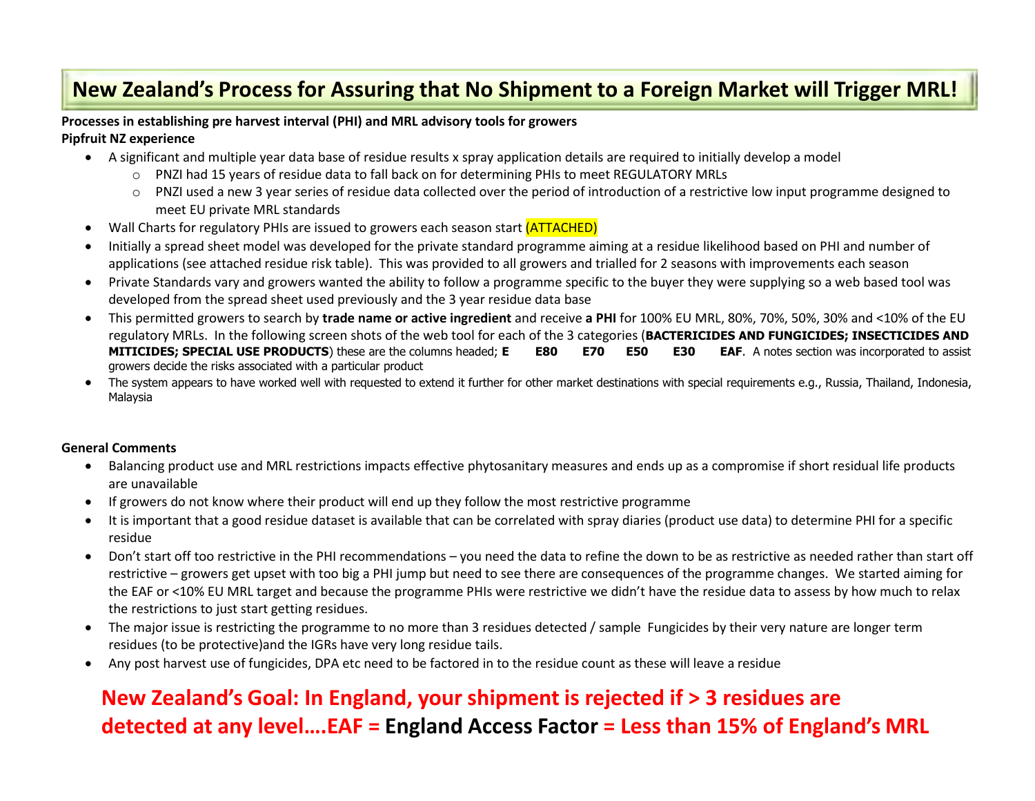# New Zealand's Process for Assuring that No Shipment to a Foreign Market will Trigger MRL!

**Processes in establishing pre harvest interval (PHI) and MRL advisory tools for growers**
**Pipfruit NZ experience**

- A significant and multiple year data base of residue results x spray application details are required to initially develop a model
  - PNZI had 15 years of residue data to fall back on for determining PHIs to meet REGULATORY MRLs
  - PNZI used a new 3 year series of residue data collected over the period of introduction of a restrictive low input programme designed to meet EU private MRL standards
- Wall Charts for regulatory PHIs are issued to growers each season start (ATTACHED)
- Initially a spread sheet model was developed for the private standard programme aiming at a residue likelihood based on PHI and number of applications (see attached residue risk table). This was provided to all growers and trialled for 2 seasons with improvements each season
- Private Standards vary and growers wanted the ability to follow a programme specific to the buyer they were supplying so a web based tool was developed from the spread sheet used previously and the 3 year residue data base
- This permitted growers to search by **trade name or active ingredient** and receive **a PHI** for 100% EU MRL, 80%, 70%, 50%, 30% and <10% of the EU regulatory MRLs. In the following screen shots of the web tool for each of the 3 categories (**BACTERICIDES AND FUNGICIDES; INSECTICIDES AND MITICIDES; SPECIAL USE PRODUCTS**) these are the columns headed; **E E80 E70 E50 E30 EAF**. A notes section was incorporated to assist growers decide the risks associated with a particular product
- The system appears to have worked well with requested to extend it further for other market destinations with special requirements e.g., Russia, Thailand, Indonesia, Malaysia

**General Comments**

- Balancing product use and MRL restrictions impacts effective phytosanitary measures and ends up as a compromise if short residual life products are unavailable
- If growers do not know where their product will end up they follow the most restrictive programme
- It is important that a good residue dataset is available that can be correlated with spray diaries (product use data) to determine PHI for a specific residue
- Don't start off too restrictive in the PHI recommendations – you need the data to refine the down to be as restrictive as needed rather than start off restrictive – growers get upset with too big a PHI jump but need to see there are consequences of the programme changes. We started aiming for the EAF or <10% EU MRL target and because the programme PHIs were restrictive we didn't have the residue data to assess by how much to relax the restrictions to just start getting residues.
- The major issue is restricting the programme to no more than 3 residues detected / sample Fungicides by their very nature are longer term residues (to be protective)and the IGRs have very long residue tails.
- Any post harvest use of fungicides, DPA etc need to be factored in to the residue count as these will leave a residue

**New Zealand's Goal: In England, your shipment is rejected if > 3 residues are detected at any level….EAF = England Access Factor = Less than 15% of England's MRL**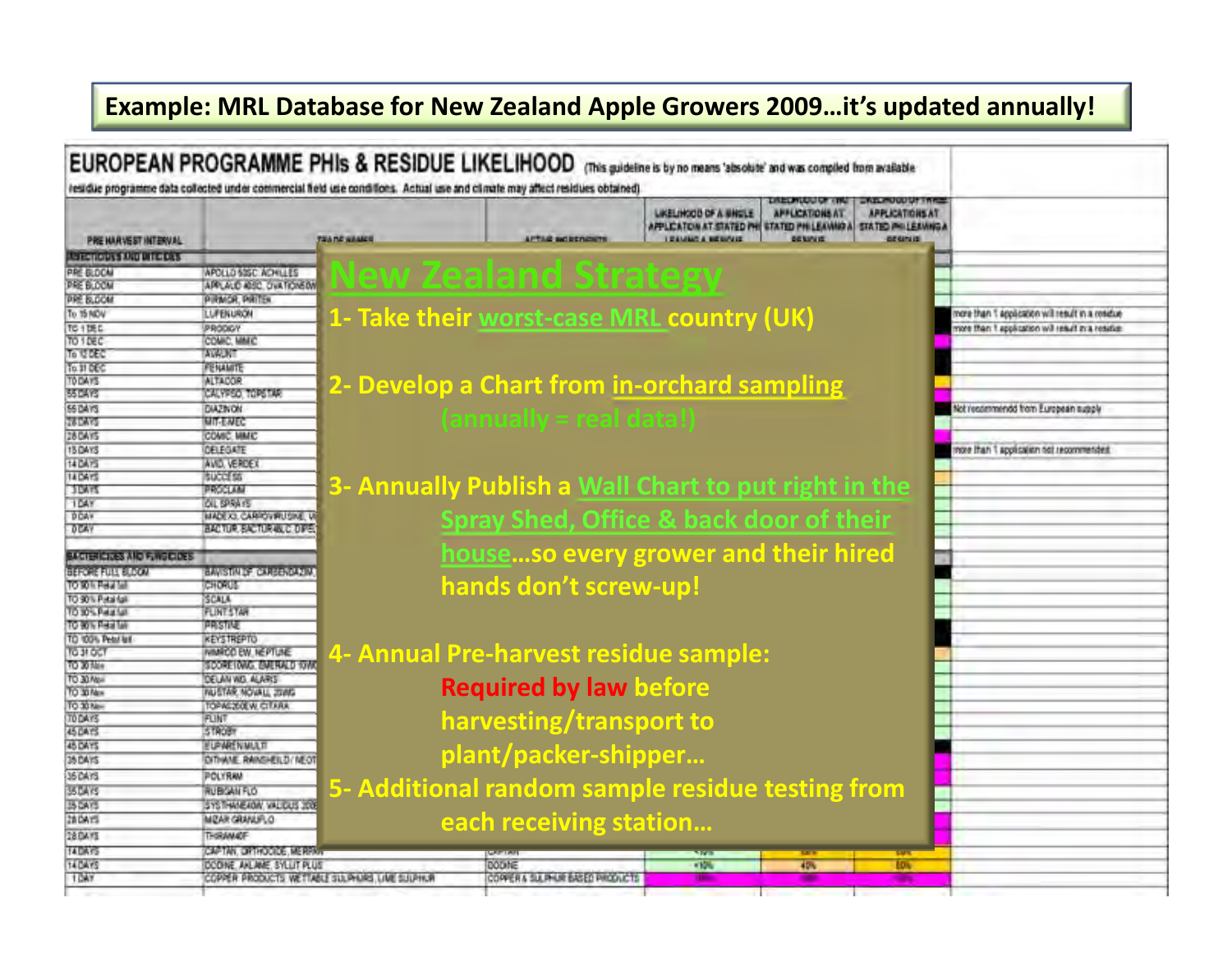## Example: MRL Database for New Zealand Apple Growers 2009…it's updated annually!

**EUROPEAN PROGRAMME PHIs & RESIDUE LIKELIHOOD** (This guideline is by no means 'absolute' and was compiled from available residue programme data collected under commercial field use conditions. Actual use and climate may affect residues obtained)

# New Zealand Strategy

1- Take their worst-case MRL country (UK)

2- Develop a Chart from in-orchard sampling (annually = real data!)

3- Annually Publish a Wall Chart to put right in the Spray Shed, Office & back door of their house…so every grower and their hired hands don't screw-up!

4- Annual Pre-harvest residue sample: Required by law before harvesting/transport to plant/packer-shipper…

5- Additional random sample residue testing from each receiving station…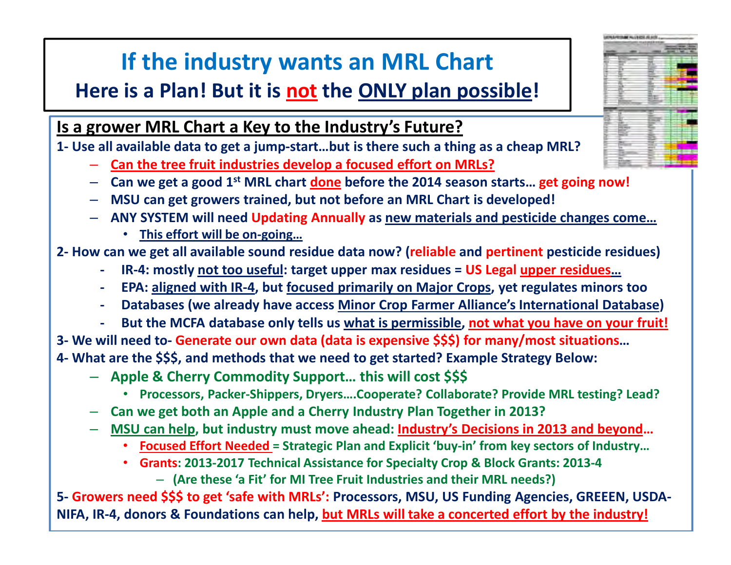# If the industry wants an MRL Chart

## Here is a Plan! But it is not the ONLY plan possible!

### Is a grower MRL Chart a Key to the Industry's Future?

**1- Use all available data to get a jump-start…but is there such a thing as a cheap MRL?**

- Can the tree fruit industries develop a focused effort on MRLs?
- Can we get a good 1st MRL chart done before the 2014 season starts… get going now!
- MSU can get growers trained, but not before an MRL Chart is developed!
- ANY SYSTEM will need Updating Annually as new materials and pesticide changes come…
  - This effort will be on-going…

**2- How can we get all available sound residue data now? (reliable and pertinent pesticide residues)**

- IR-4: mostly not too useful: target upper max residues = US Legal upper residues…
- EPA: aligned with IR-4, but focused primarily on Major Crops, yet regulates minors too
- Databases (we already have access Minor Crop Farmer Alliance's International Database)
- But the MCFA database only tells us what is permissible, not what you have on your fruit!

**3- We will need to- Generate our own data (data is expensive $$$) for many/most situations…**

**4- What are the $$$, and methods that we need to get started? Example Strategy Below:**

- Apple & Cherry Commodity Support… this will cost $$$
  - Processors, Packer-Shippers, Dryers….Cooperate? Collaborate? Provide MRL testing? Lead?
- Can we get both an Apple and a Cherry Industry Plan Together in 2013?
- MSU can help, but industry must move ahead: Industry's Decisions in 2013 and beyond…
  - Focused Effort Needed = Strategic Plan and Explicit 'buy-in' from key sectors of Industry…
  - Grants: 2013-2017 Technical Assistance for Specialty Crop & Block Grants: 2013-4
    - (Are these 'a Fit' for MI Tree Fruit Industries and their MRL needs?)

**5- Growers need $$$ to get 'safe with MRLs': Processors, MSU, US Funding Agencies, GREEEN, USDA-NIFA, IR-4, donors & Foundations can help, but MRLs will take a concerted effort by the industry!**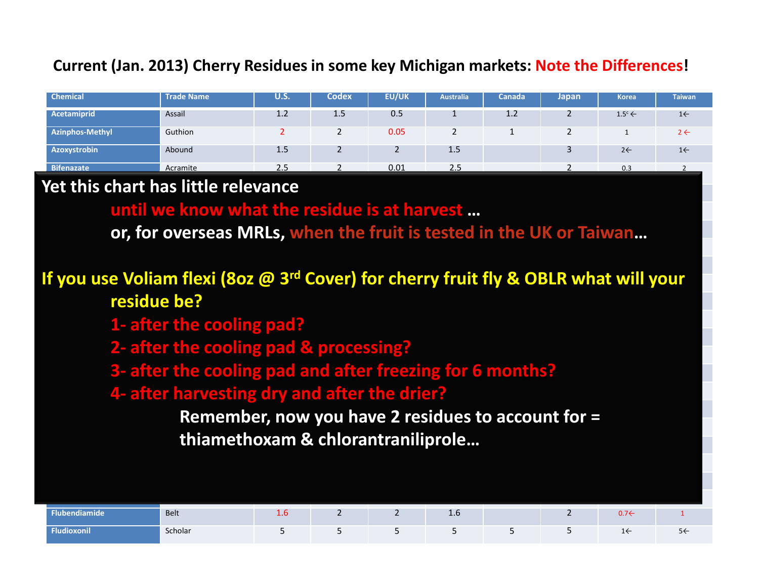# Current (Jan. 2013) Cherry Residues in some key Michigan markets: Note the Differences!

| Chemical | Trade Name | U.S. | Codex | EU/UK | Australia | Canada | Japan | Korea | Taiwan |
|---|---|---|---|---|---|---|---|---|---|
| Acetamiprid | Assail | 1.2 | 1.5 | 0.5 | 1 | 1.2 | 2 | 1.5c ← | 1← |
| Azinphos-Methyl | Guthion | 2 | 2 | 0.05 | 2 | 1 | 2 | 1 | 2 ← |
| Azoxystrobin | Abound | 1.5 | 2 | 2 | 1.5 | | 3 | 2← | 1← |
| Bifenazate | Acramite | 2.5 | 2 | 0.01 | 2.5 | | 2 | 0.3 | 2 |
| Flubendiamide | Belt | 1.6 | 2 | 2 | 1.6 | | 2 | 0.7← | 1 |
| Fludioxonil | Scholar | 5 | 5 | 5 | 5 | 5 | 5 | 1← | 5← |

Yet this chart has little relevance

until we know what the residue is at harvest …

or, for overseas MRLs, when the fruit is tested in the UK or Taiwan…

If you use Voliam flexi (8oz @ 3rd Cover) for cherry fruit fly & OBLR what will your residue be?

1- after the cooling pad?

2- after the cooling pad & processing?

3- after the cooling pad and after freezing for 6 months?

4- after harvesting dry and after the drier?

Remember, now you have 2 residues to account for = thiamethoxam & chlorantraniliprole…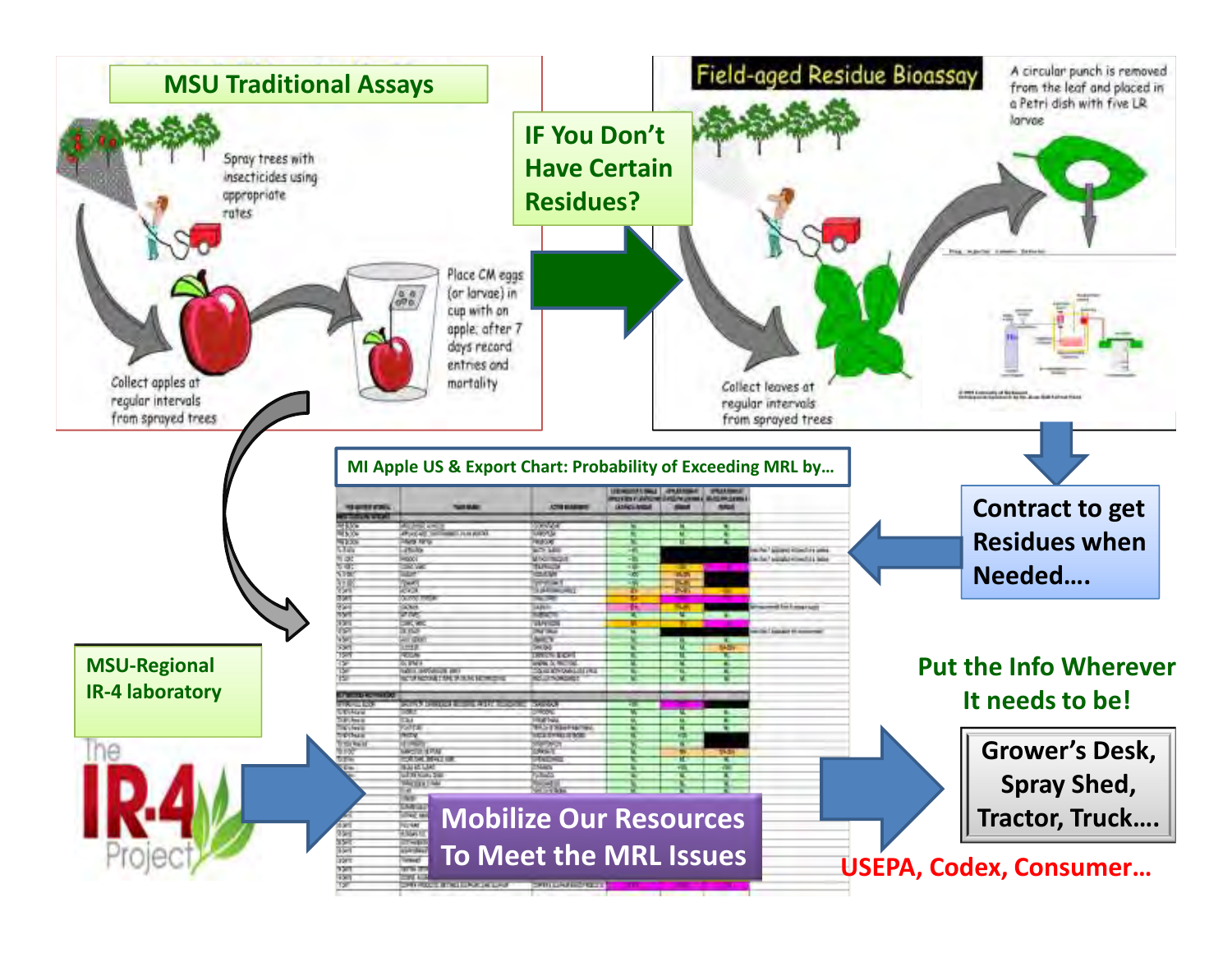## MSU Traditional Assays

Spray trees with insecticides using appropriate rates

Collect apples at regular intervals from sprayed trees

Place CM eggs (or larvae) in cup with an apple; after 7 days record entries and mortality

**IF You Don't Have Certain Residues?**

## Field-aged Residue Bioassay

A circular punch is removed from the leaf and placed in a Petri dish with five LR larvae

Collect leaves at regular intervals from sprayed trees

**Contract to get Residues when Needed….**

**MI Apple US & Export Chart: Probability of Exceeding MRL by…**

**MSU-Regional IR-4 laboratory**

The IR-4 Project

**Mobilize Our Resources To Meet the MRL Issues**

**Put the Info Wherever It needs to be!**

**Grower's Desk, Spray Shed, Tractor, Truck….**

**USEPA, Codex, Consumer…**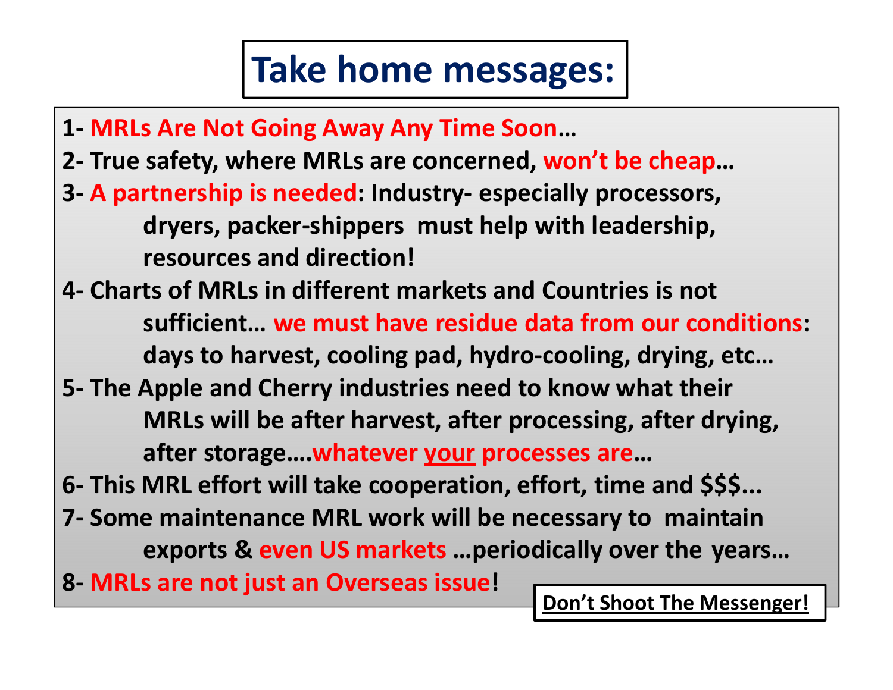# Take home messages:

1- MRLs Are Not Going Away Any Time Soon…

2- True safety, where MRLs are concerned, won't be cheap…

3- A partnership is needed: Industry- especially processors, dryers, packer-shippers must help with leadership, resources and direction!

4- Charts of MRLs in different markets and Countries is not sufficient… we must have residue data from our conditions: days to harvest, cooling pad, hydro-cooling, drying, etc…

5- The Apple and Cherry industries need to know what their MRLs will be after harvest, after processing, after drying, after storage….whatever your processes are…

6- This MRL effort will take cooperation, effort, time and $$$...

7- Some maintenance MRL work will be necessary to maintain exports & even US markets …periodically over the years…

8- MRLs are not just an Overseas issue!

**Don't Shoot The Messenger!**